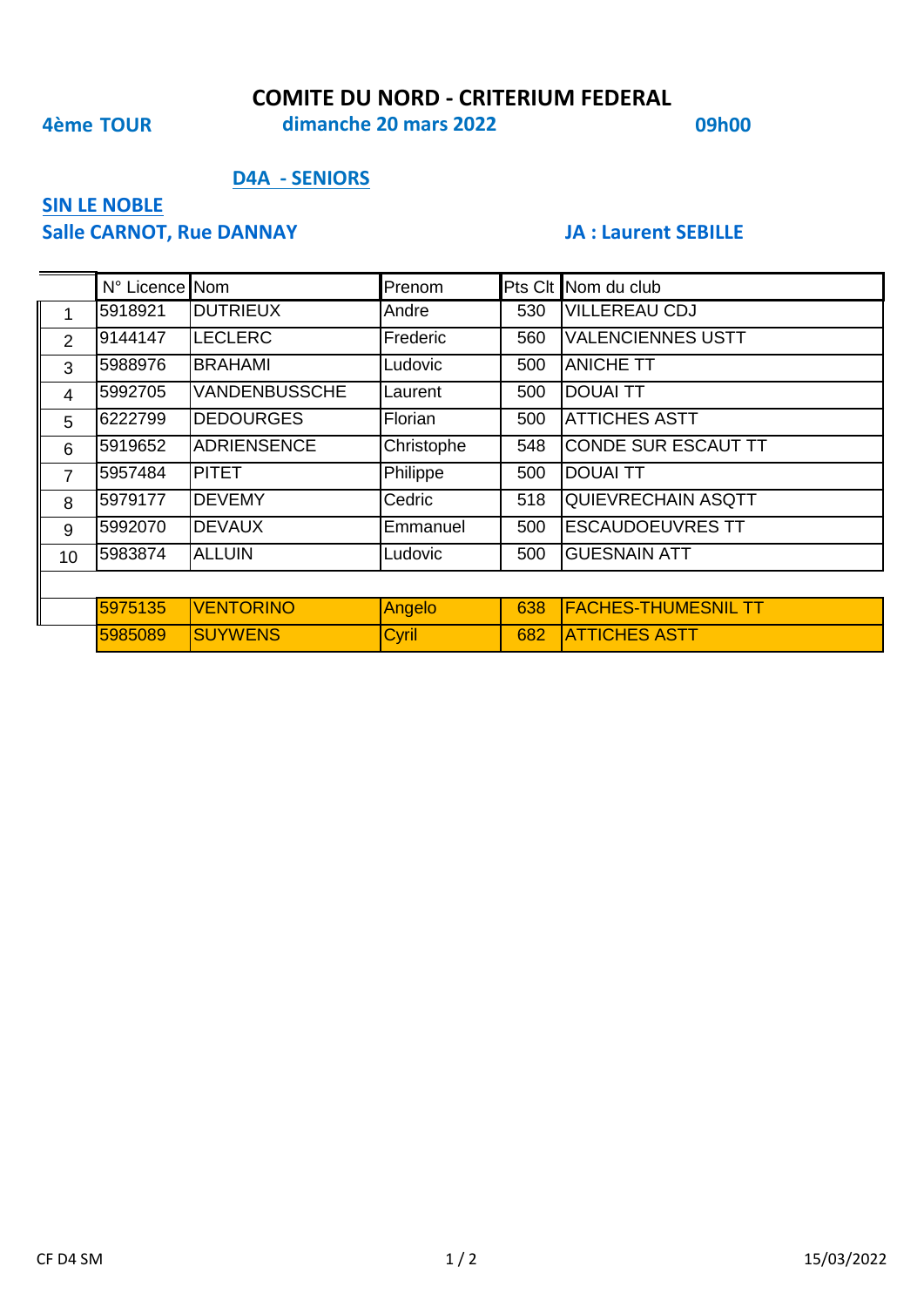# COMITE DU NORD - CRITERIUM FEDERAL

**4ème TOUR** **dimanche 20 mars 2022** **09h00**

## D4A - SENIORS

**SIN LE NOBLE**
**Salle CARNOT, Rue DANNAY** **JA : Laurent SEBILLE**

| | N° Licence | Nom | Prenom | Pts Clt | Nom du club |
|---|---|---|---|---|---|
| 1 | 5918921 | DUTRIEUX | Andre | 530 | VILLEREAU CDJ |
| 2 | 9144147 | LECLERC | Frederic | 560 | VALENCIENNES USTT |
| 3 | 5988976 | BRAHAMI | Ludovic | 500 | ANICHE TT |
| 4 | 5992705 | VANDENBUSSCHE | Laurent | 500 | DOUAI TT |
| 5 | 6222799 | DEDOURGES | Florian | 500 | ATTICHES ASTT |
| 6 | 5919652 | ADRIENSENCE | Christophe | 548 | CONDE SUR ESCAUT TT |
| 7 | 5957484 | PITET | Philippe | 500 | DOUAI TT |
| 8 | 5979177 | DEVEMY | Cedric | 518 | QUIEVRECHAIN ASQTT |
| 9 | 5992070 | DEVAUX | Emmanuel | 500 | ESCAUDOEUVRES TT |
| 10 | 5983874 | ALLUIN | Ludovic | 500 | GUESNAIN ATT |
| | | | | | |
| | 5975135 | VENTORINO | Angelo | 638 | FACHES-THUMESNIL TT |
| | 5985089 | SUYWENS | Cyril | 682 | ATTICHES ASTT |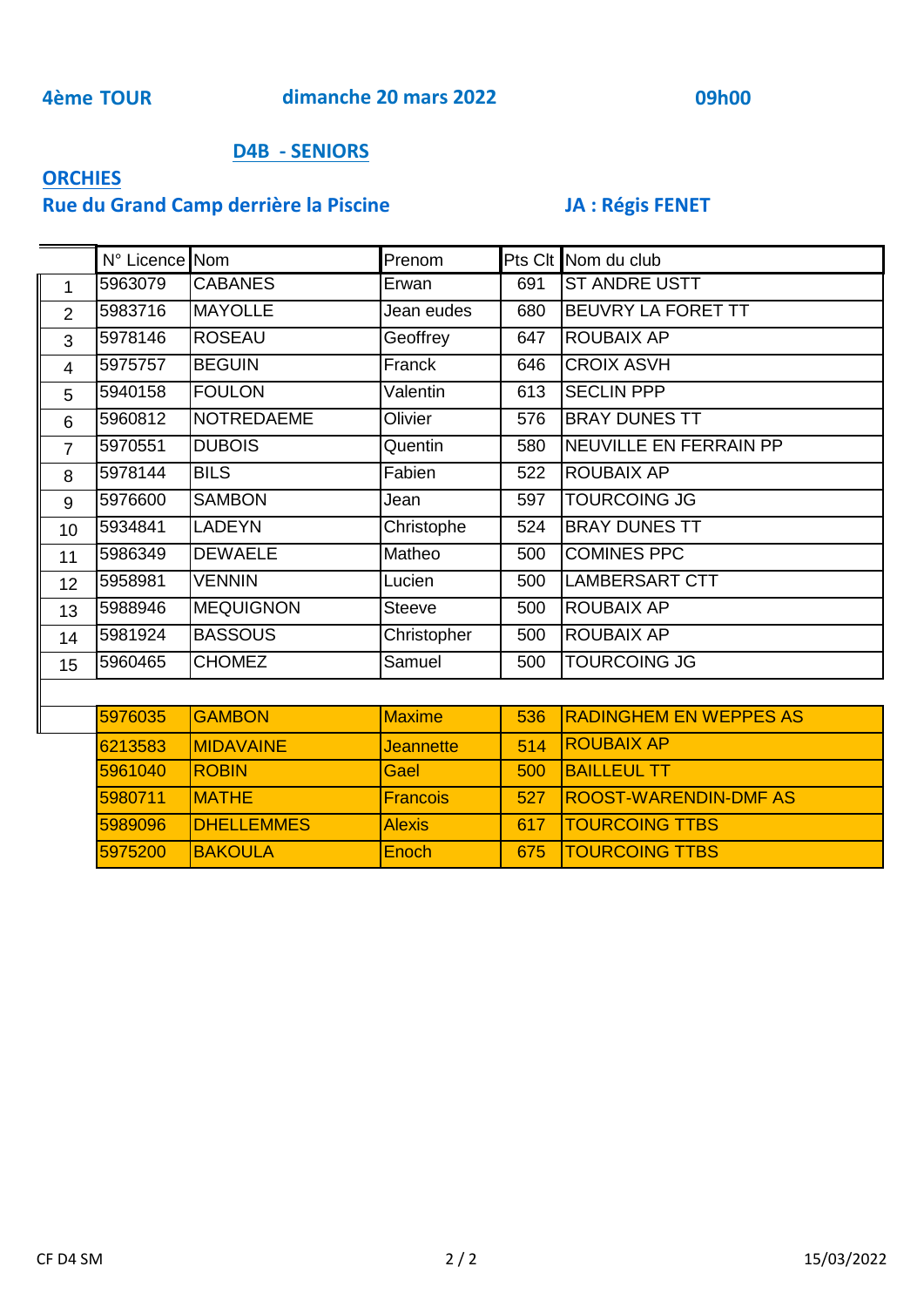**4ème TOUR** **dimanche 20 mars 2022** **09h00**

## D4B - SENIORS

**ORCHIES**

**Rue du Grand Camp derrière la Piscine** **JA : Régis FENET**

| | N° Licence | Nom | Prenom | Pts Clt | Nom du club |
|---|---|---|---|---|---|
| 1 | 5963079 | CABANES | Erwan | 691 | ST ANDRE USTT |
| 2 | 5983716 | MAYOLLE | Jean eudes | 680 | BEUVRY LA FORET TT |
| 3 | 5978146 | ROSEAU | Geoffrey | 647 | ROUBAIX AP |
| 4 | 5975757 | BEGUIN | Franck | 646 | CROIX ASVH |
| 5 | 5940158 | FOULON | Valentin | 613 | SECLIN PPP |
| 6 | 5960812 | NOTREDAEME | Olivier | 576 | BRAY DUNES TT |
| 7 | 5970551 | DUBOIS | Quentin | 580 | NEUVILLE EN FERRAIN PP |
| 8 | 5978144 | BILS | Fabien | 522 | ROUBAIX AP |
| 9 | 5976600 | SAMBON | Jean | 597 | TOURCOING JG |
| 10 | 5934841 | LADEYN | Christophe | 524 | BRAY DUNES TT |
| 11 | 5986349 | DEWAELE | Matheo | 500 | COMINES PPC |
| 12 | 5958981 | VENNIN | Lucien | 500 | LAMBERSART CTT |
| 13 | 5988946 | MEQUIGNON | Steeve | 500 | ROUBAIX AP |
| 14 | 5981924 | BASSOUS | Christopher | 500 | ROUBAIX AP |
| 15 | 5960465 | CHOMEZ | Samuel | 500 | TOURCOING JG |
| | | | | | |
| | 5976035 | GAMBON | Maxime | 536 | RADINGHEM EN WEPPES AS |
| | 6213583 | MIDAVAINE | Jeannette | 514 | ROUBAIX AP |
| | 5961040 | ROBIN | Gael | 500 | BAILLEUL TT |
| | 5980711 | MATHE | Francois | 527 | ROOST-WARENDIN-DMF AS |
| | 5989096 | DHELLEMMES | Alexis | 617 | TOURCOING TTBS |
| | 5975200 | BAKOULA | Enoch | 675 | TOURCOING TTBS |